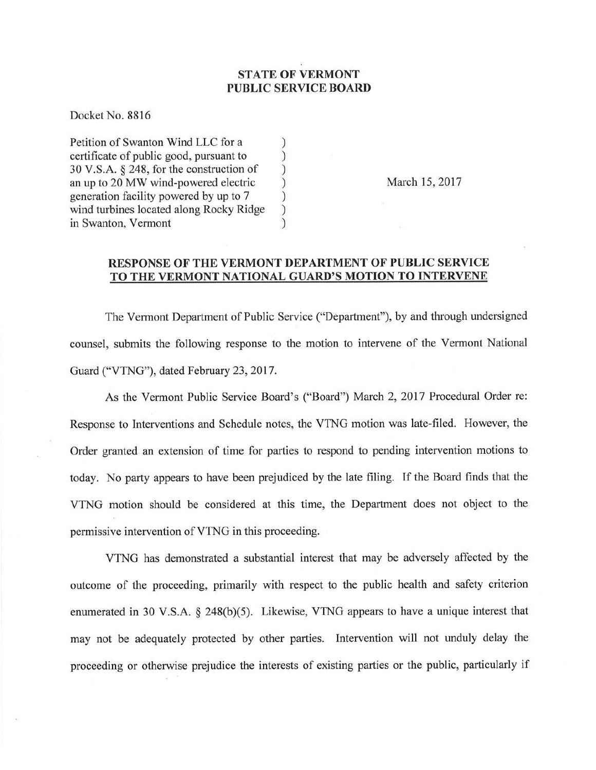## STATE OF VERMONT
## PUBLIC SERVICE BOARD

Docket No. 8816

| | | |
|---|---|---|
| Petition of Swanton Wind LLC for a certificate of public good, pursuant to 30 V.S.A. § 248, for the construction of an up to 20 MW wind-powered electric generation facility powered by up to 7 wind turbines located along Rocky Ridge in Swanton, Vermont | ) ) ) ) ) ) ) | March 15, 2017 |

### RESPONSE OF THE VERMONT DEPARTMENT OF PUBLIC SERVICE TO THE VERMONT NATIONAL GUARD'S MOTION TO INTERVENE

The Vermont Department of Public Service ("Department"), by and through undersigned counsel, submits the following response to the motion to intervene of the Vermont National Guard ("VTNG"), dated February 23, 2017.

As the Vermont Public Service Board's ("Board") March 2, 2017 Procedural Order re: Response to Interventions and Schedule notes, the VTNG motion was late-filed. However, the Order granted an extension of time for parties to respond to pending intervention motions to today. No party appears to have been prejudiced by the late filing. If the Board finds that the VTNG motion should be considered at this time, the Department does not object to the permissive intervention of VTNG in this proceeding.

VTNG has demonstrated a substantial interest that may be adversely affected by the outcome of the proceeding, primarily with respect to the public health and safety criterion enumerated in 30 V.S.A. § 248(b)(5). Likewise, VTNG appears to have a unique interest that may not be adequately protected by other parties. Intervention will not unduly delay the proceeding or otherwise prejudice the interests of existing parties or the public, particularly if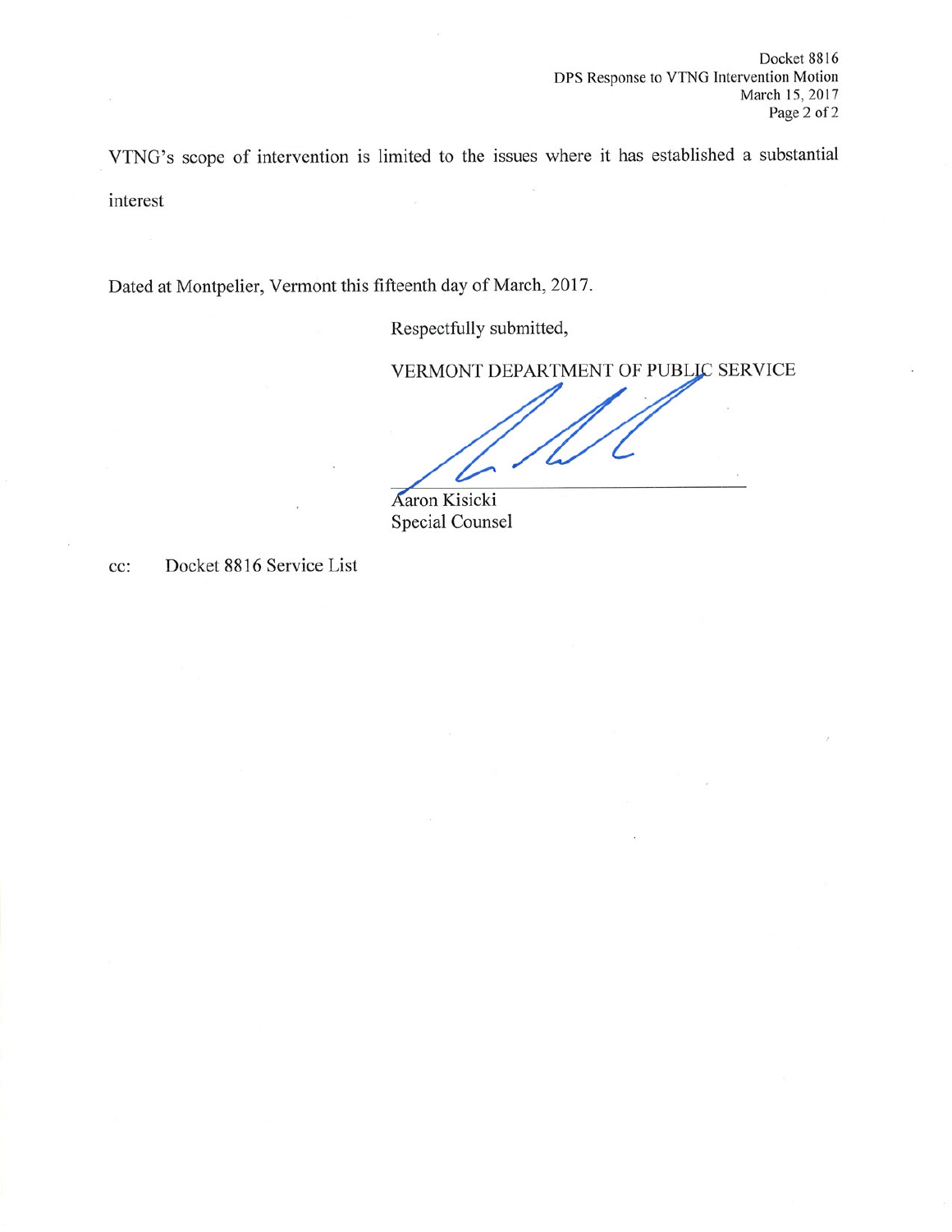VTNG's scope of intervention is limited to the issues where it has established a substantial interest

Dated at Montpelier, Vermont this fifteenth day of March, 2017.

Respectfully submitted,

VERMONT DEPARTMENT OF PUBLIC SERVICE

Aaron Kisicki
Special Counsel

cc: Docket 8816 Service List